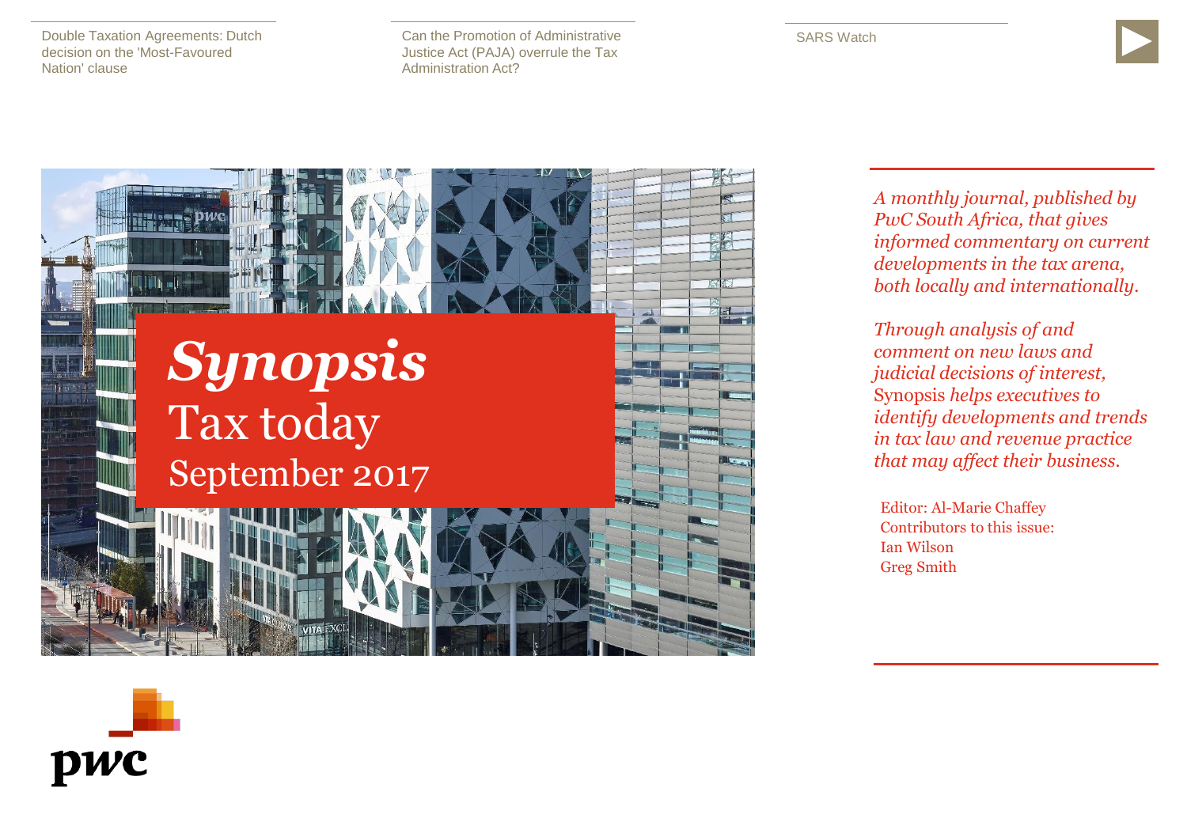Double Taxation Agreements: Dutch decision on the 'Most-Favoured Nation' clause

Can the Promotion of Administrative Justice Act (PAJA) overrule the Tax Administration Act?

SARS Watch

# *Synopsis*

## Tax today

### September 2017

*A monthly journal, published by PwC South Africa, that gives informed commentary on current developments in the tax arena, both locally and internationally.*

*Through analysis of and comment on new laws and judicial decisions of interest,* Synopsis *helps executives to identify developments and trends in tax law and revenue practice that may affect their business.*

Editor: Al-Marie Chaffey
Contributors to this issue:
Ian Wilson
Greg Smith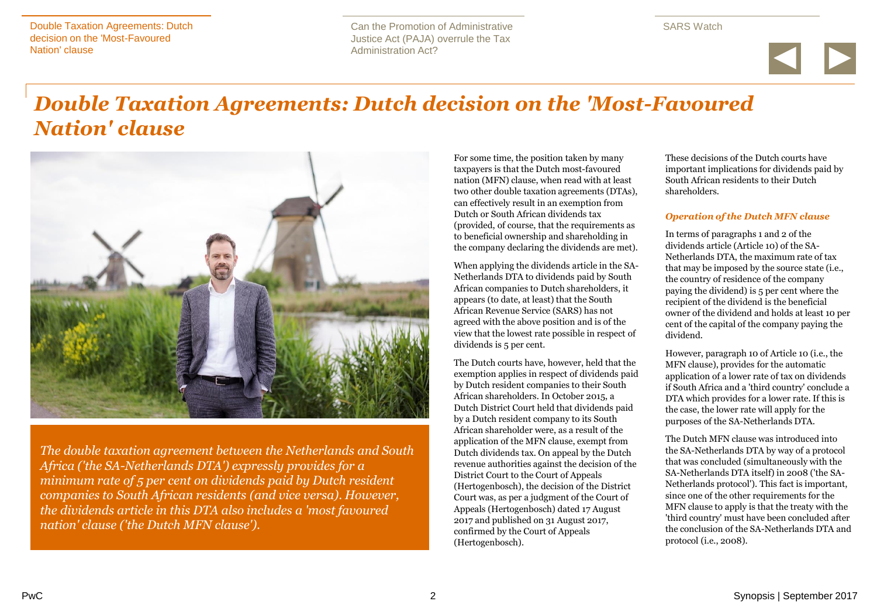# *Double Taxation Agreements: Dutch decision on the 'Most-Favoured Nation' clause*

*The double taxation agreement between the Netherlands and South Africa ('the SA-Netherlands DTA') expressly provides for a minimum rate of 5 per cent on dividends paid by Dutch resident companies to South African residents (and vice versa). However, the dividends article in this DTA also includes a 'most favoured nation' clause ('the Dutch MFN clause').*

For some time, the position taken by many taxpayers is that the Dutch most-favoured nation (MFN) clause, when read with at least two other double taxation agreements (DTAs), can effectively result in an exemption from Dutch or South African dividends tax (provided, of course, that the requirements as to beneficial ownership and shareholding in the company declaring the dividends are met).

When applying the dividends article in the SA-Netherlands DTA to dividends paid by South African companies to Dutch shareholders, it appears (to date, at least) that the South African Revenue Service (SARS) has not agreed with the above position and is of the view that the lowest rate possible in respect of dividends is 5 per cent.

The Dutch courts have, however, held that the exemption applies in respect of dividends paid by Dutch resident companies to their South African shareholders. In October 2015, a Dutch District Court held that dividends paid by a Dutch resident company to its South African shareholder were, as a result of the application of the MFN clause, exempt from Dutch dividends tax. On appeal by the Dutch revenue authorities against the decision of the District Court to the Court of Appeals (Hertogenbosch), the decision of the District Court was, as per a judgment of the Court of Appeals (Hertogenbosch) dated 17 August 2017 and published on 31 August 2017, confirmed by the Court of Appeals (Hertogenbosch).

These decisions of the Dutch courts have important implications for dividends paid by South African residents to their Dutch shareholders.

### *Operation of the Dutch MFN clause*

In terms of paragraphs 1 and 2 of the dividends article (Article 10) of the SA-Netherlands DTA, the maximum rate of tax that may be imposed by the source state (i.e., the country of residence of the company paying the dividend) is 5 per cent where the recipient of the dividend is the beneficial owner of the dividend and holds at least 10 per cent of the capital of the company paying the dividend.

However, paragraph 10 of Article 10 (i.e., the MFN clause), provides for the automatic application of a lower rate of tax on dividends if South Africa and a 'third country' conclude a DTA which provides for a lower rate. If this is the case, the lower rate will apply for the purposes of the SA-Netherlands DTA.

The Dutch MFN clause was introduced into the SA-Netherlands DTA by way of a protocol that was concluded (simultaneously with the SA-Netherlands DTA itself) in 2008 ('the SA-Netherlands protocol'). This fact is important, since one of the other requirements for the MFN clause to apply is that the treaty with the 'third country' must have been concluded after the conclusion of the SA-Netherlands DTA and protocol (i.e., 2008).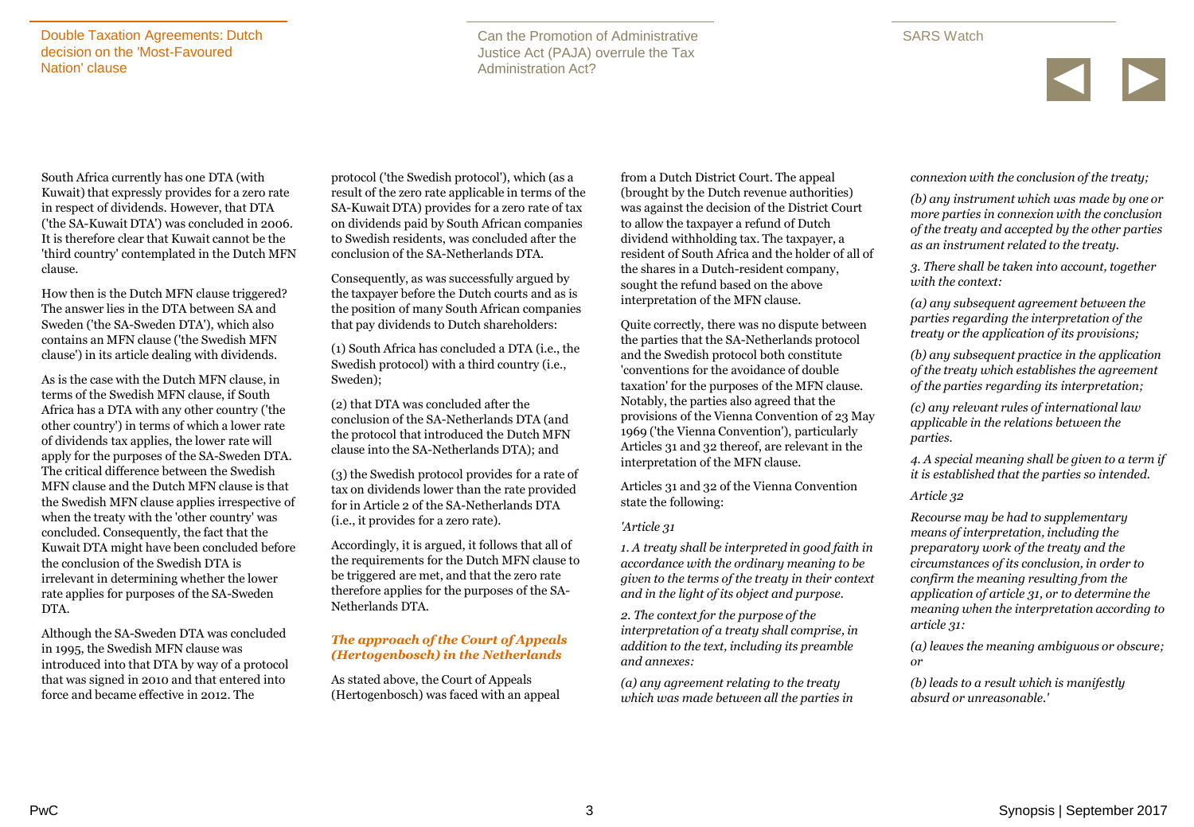South Africa currently has one DTA (with Kuwait) that expressly provides for a zero rate in respect of dividends. However, that DTA ('the SA-Kuwait DTA') was concluded in 2006. It is therefore clear that Kuwait cannot be the 'third country' contemplated in the Dutch MFN clause.

How then is the Dutch MFN clause triggered? The answer lies in the DTA between SA and Sweden ('the SA-Sweden DTA'), which also contains an MFN clause ('the Swedish MFN clause') in its article dealing with dividends.

As is the case with the Dutch MFN clause, in terms of the Swedish MFN clause, if South Africa has a DTA with any other country ('the other country') in terms of which a lower rate of dividends tax applies, the lower rate will apply for the purposes of the SA-Sweden DTA. The critical difference between the Swedish MFN clause and the Dutch MFN clause is that the Swedish MFN clause applies irrespective of when the treaty with the 'other country' was concluded. Consequently, the fact that the Kuwait DTA might have been concluded before the conclusion of the Swedish DTA is irrelevant in determining whether the lower rate applies for purposes of the SA-Sweden DTA.

Although the SA-Sweden DTA was concluded in 1995, the Swedish MFN clause was introduced into that DTA by way of a protocol that was signed in 2010 and that entered into force and became effective in 2012. The protocol ('the Swedish protocol'), which (as a result of the zero rate applicable in terms of the SA-Kuwait DTA) provides for a zero rate of tax on dividends paid by South African companies to Swedish residents, was concluded after the conclusion of the SA-Netherlands DTA.

Consequently, as was successfully argued by the taxpayer before the Dutch courts and as is the position of many South African companies that pay dividends to Dutch shareholders:

(1) South Africa has concluded a DTA (i.e., the Swedish protocol) with a third country (i.e., Sweden);

(2) that DTA was concluded after the conclusion of the SA-Netherlands DTA (and the protocol that introduced the Dutch MFN clause into the SA-Netherlands DTA); and

(3) the Swedish protocol provides for a rate of tax on dividends lower than the rate provided for in Article 2 of the SA-Netherlands DTA (i.e., it provides for a zero rate).

Accordingly, it is argued, it follows that all of the requirements for the Dutch MFN clause to be triggered are met, and that the zero rate therefore applies for the purposes of the SA-Netherlands DTA.

### *The approach of the Court of Appeals (Hertogenbosch) in the Netherlands*

As stated above, the Court of Appeals (Hertogenbosch) was faced with an appeal from a Dutch District Court. The appeal (brought by the Dutch revenue authorities) was against the decision of the District Court to allow the taxpayer a refund of Dutch dividend withholding tax. The taxpayer, a resident of South Africa and the holder of all of the shares in a Dutch-resident company, sought the refund based on the above interpretation of the MFN clause.

Quite correctly, there was no dispute between the parties that the SA-Netherlands protocol and the Swedish protocol both constitute 'conventions for the avoidance of double taxation' for the purposes of the MFN clause. Notably, the parties also agreed that the provisions of the Vienna Convention of 23 May 1969 ('the Vienna Convention'), particularly Articles 31 and 32 thereof, are relevant in the interpretation of the MFN clause.

Articles 31 and 32 of the Vienna Convention state the following:

*'Article 31*

*1. A treaty shall be interpreted in good faith in accordance with the ordinary meaning to be given to the terms of the treaty in their context and in the light of its object and purpose.*

*2. The context for the purpose of the interpretation of a treaty shall comprise, in addition to the text, including its preamble and annexes:*

*(a) any agreement relating to the treaty which was made between all the parties in connexion with the conclusion of the treaty;*

*(b) any instrument which was made by one or more parties in connexion with the conclusion of the treaty and accepted by the other parties as an instrument related to the treaty.*

*3. There shall be taken into account, together with the context:*

*(a) any subsequent agreement between the parties regarding the interpretation of the treaty or the application of its provisions;*

*(b) any subsequent practice in the application of the treaty which establishes the agreement of the parties regarding its interpretation;*

*(c) any relevant rules of international law applicable in the relations between the parties.*

*4. A special meaning shall be given to a term if it is established that the parties so intended.*

*Article 32*

*Recourse may be had to supplementary means of interpretation, including the preparatory work of the treaty and the circumstances of its conclusion, in order to confirm the meaning resulting from the application of article 31, or to determine the meaning when the interpretation according to article 31:*

*(a) leaves the meaning ambiguous or obscure; or*

*(b) leads to a result which is manifestly absurd or unreasonable.'*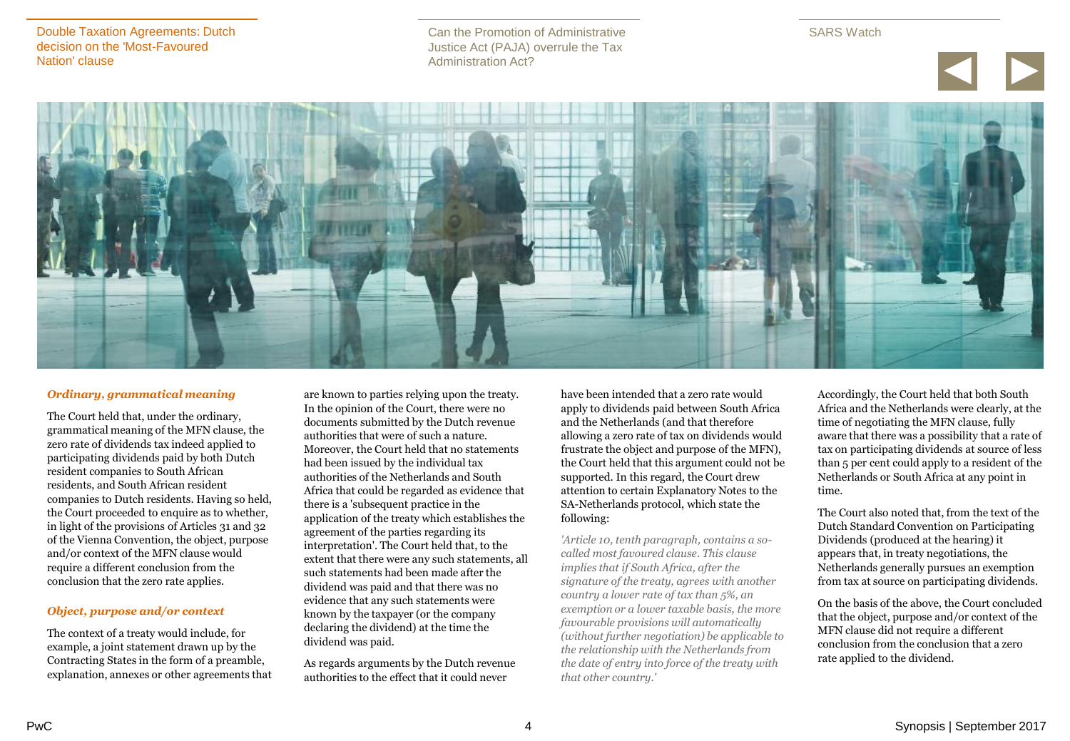### *Ordinary, grammatical meaning*

The Court held that, under the ordinary, grammatical meaning of the MFN clause, the zero rate of dividends tax indeed applied to participating dividends paid by both Dutch resident companies to South African residents, and South African resident companies to Dutch residents. Having so held, the Court proceeded to enquire as to whether, in light of the provisions of Articles 31 and 32 of the Vienna Convention, the object, purpose and/or context of the MFN clause would require a different conclusion from the conclusion that the zero rate applies.

### *Object, purpose and/or context*

The context of a treaty would include, for example, a joint statement drawn up by the Contracting States in the form of a preamble, explanation, annexes or other agreements that are known to parties relying upon the treaty. In the opinion of the Court, there were no documents submitted by the Dutch revenue authorities that were of such a nature. Moreover, the Court held that no statements had been issued by the individual tax authorities of the Netherlands and South Africa that could be regarded as evidence that there is a 'subsequent practice in the application of the treaty which establishes the agreement of the parties regarding its interpretation'. The Court held that, to the extent that there were any such statements, all such statements had been made after the dividend was paid and that there was no evidence that any such statements were known by the taxpayer (or the company declaring the dividend) at the time the dividend was paid.

As regards arguments by the Dutch revenue authorities to the effect that it could never have been intended that a zero rate would apply to dividends paid between South Africa and the Netherlands (and that therefore allowing a zero rate of tax on dividends would frustrate the object and purpose of the MFN), the Court held that this argument could not be supported. In this regard, the Court drew attention to certain Explanatory Notes to the SA-Netherlands protocol, which state the following:

*'Article 10, tenth paragraph, contains a so-called most favoured clause. This clause implies that if South Africa, after the signature of the treaty, agrees with another country a lower rate of tax than 5%, an exemption or a lower taxable basis, the more favourable provisions will automatically (without further negotiation) be applicable to the relationship with the Netherlands from the date of entry into force of the treaty with that other country.'*

Accordingly, the Court held that both South Africa and the Netherlands were clearly, at the time of negotiating the MFN clause, fully aware that there was a possibility that a rate of tax on participating dividends at source of less than 5 per cent could apply to a resident of the Netherlands or South Africa at any point in time.

The Court also noted that, from the text of the Dutch Standard Convention on Participating Dividends (produced at the hearing) it appears that, in treaty negotiations, the Netherlands generally pursues an exemption from tax at source on participating dividends.

On the basis of the above, the Court concluded that the object, purpose and/or context of the MFN clause did not require a different conclusion from the conclusion that a zero rate applied to the dividend.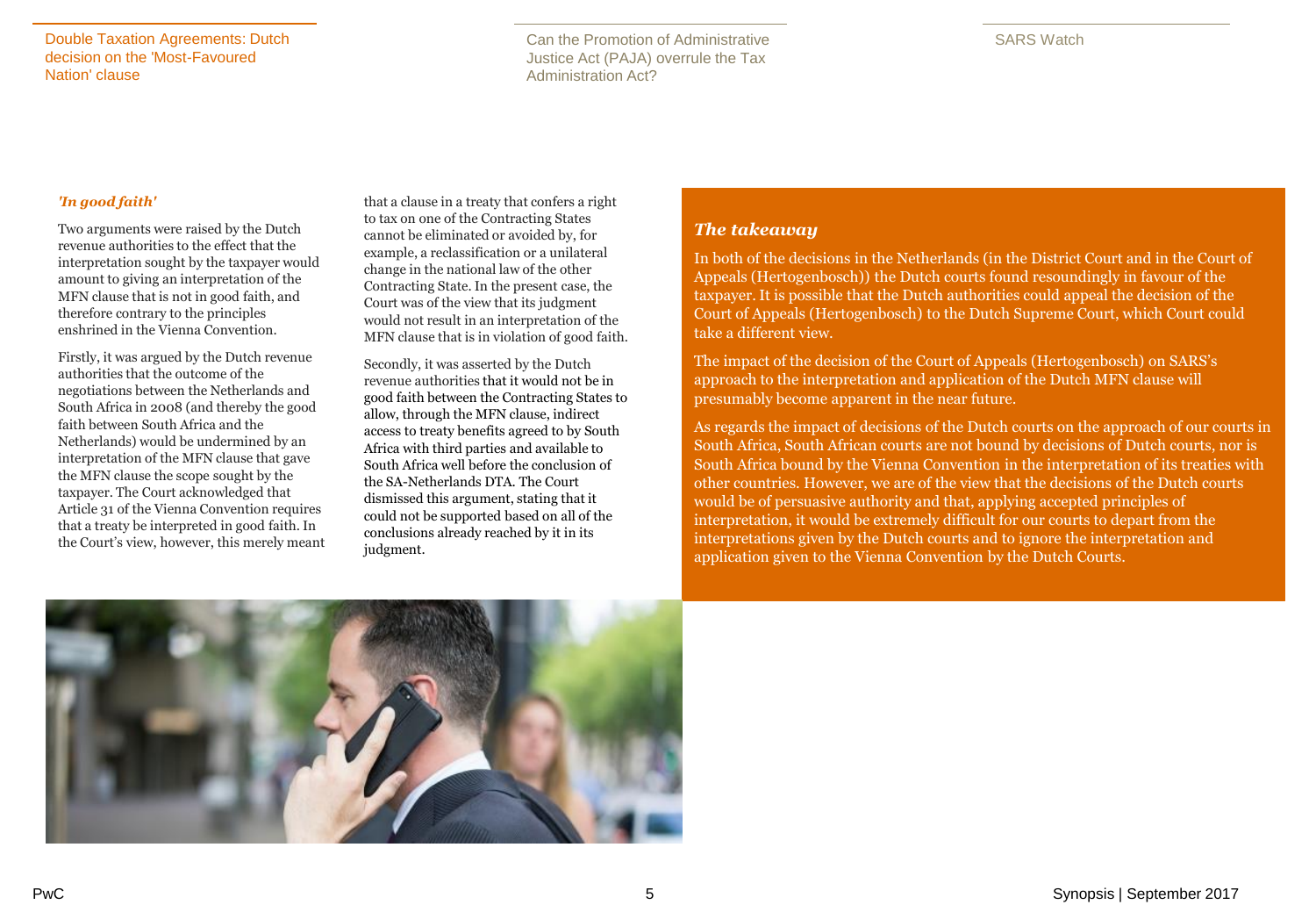### *'In good faith'*

Two arguments were raised by the Dutch revenue authorities to the effect that the interpretation sought by the taxpayer would amount to giving an interpretation of the MFN clause that is not in good faith, and therefore contrary to the principles enshrined in the Vienna Convention.

Firstly, it was argued by the Dutch revenue authorities that the outcome of the negotiations between the Netherlands and South Africa in 2008 (and thereby the good faith between South Africa and the Netherlands) would be undermined by an interpretation of the MFN clause that gave the MFN clause the scope sought by the taxpayer. The Court acknowledged that Article 31 of the Vienna Convention requires that a treaty be interpreted in good faith. In the Court's view, however, this merely meant that a clause in a treaty that confers a right to tax on one of the Contracting States cannot be eliminated or avoided by, for example, a reclassification or a unilateral change in the national law of the other Contracting State. In the present case, the Court was of the view that its judgment would not result in an interpretation of the MFN clause that is in violation of good faith.

Secondly, it was asserted by the Dutch revenue authorities that it would not be in good faith between the Contracting States to allow, through the MFN clause, indirect access to treaty benefits agreed to by South Africa with third parties and available to South Africa well before the conclusion of the SA-Netherlands DTA. The Court dismissed this argument, stating that it could not be supported based on all of the conclusions already reached by it in its judgment.

### *The takeaway*

In both of the decisions in the Netherlands (in the District Court and in the Court of Appeals (Hertogenbosch)) the Dutch courts found resoundingly in favour of the taxpayer. It is possible that the Dutch authorities could appeal the decision of the Court of Appeals (Hertogenbosch) to the Dutch Supreme Court, which Court could take a different view.

The impact of the decision of the Court of Appeals (Hertogenbosch) on SARS's approach to the interpretation and application of the Dutch MFN clause will presumably become apparent in the near future.

As regards the impact of decisions of the Dutch courts on the approach of our courts in South Africa, South African courts are not bound by decisions of Dutch courts, nor is South Africa bound by the Vienna Convention in the interpretation of its treaties with other countries. However, we are of the view that the decisions of the Dutch courts would be of persuasive authority and that, applying accepted principles of interpretation, it would be extremely difficult for our courts to depart from the interpretations given by the Dutch courts and to ignore the interpretation and application given to the Vienna Convention by the Dutch Courts.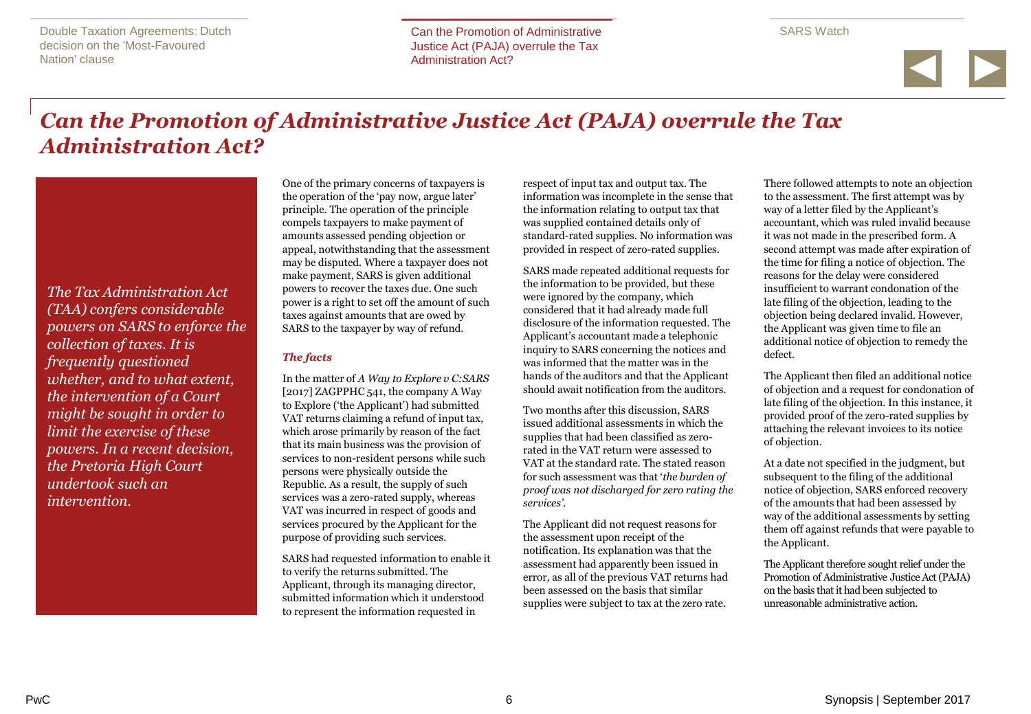# *Can the Promotion of Administrative Justice Act (PAJA) overrule the Tax Administration Act?*

*The Tax Administration Act (TAA) confers considerable powers on SARS to enforce the collection of taxes. It is frequently questioned whether, and to what extent, the intervention of a Court might be sought in order to limit the exercise of these powers. In a recent decision, the Pretoria High Court undertook such an intervention.*

One of the primary concerns of taxpayers is the operation of the 'pay now, argue later' principle. The operation of the principle compels taxpayers to make payment of amounts assessed pending objection or appeal, notwithstanding that the assessment may be disputed. Where a taxpayer does not make payment, SARS is given additional powers to recover the taxes due. One such power is a right to set off the amount of such taxes against amounts that are owed by SARS to the taxpayer by way of refund.

## *The facts*

In the matter of *A Way to Explore v C:SARS* [2017] ZAGPPHC 541, the company A Way to Explore ('the Applicant') had submitted VAT returns claiming a refund of input tax, which arose primarily by reason of the fact that its main business was the provision of services to non-resident persons while such persons were physically outside the Republic. As a result, the supply of such services was a zero-rated supply, whereas VAT was incurred in respect of goods and services procured by the Applicant for the purpose of providing such services.

SARS had requested information to enable it to verify the returns submitted. The Applicant, through its managing director, submitted information which it understood to represent the information requested in respect of input tax and output tax. The information was incomplete in the sense that the information relating to output tax that was supplied contained details only of standard-rated supplies. No information was provided in respect of zero-rated supplies.

SARS made repeated additional requests for the information to be provided, but these were ignored by the company, which considered that it had already made full disclosure of the information requested. The Applicant's accountant made a telephonic inquiry to SARS concerning the notices and was informed that the matter was in the hands of the auditors and that the Applicant should await notification from the auditors.

Two months after this discussion, SARS issued additional assessments in which the supplies that had been classified as zero-rated in the VAT return were assessed to VAT at the standard rate. The stated reason for such assessment was that '*the burden of proof was not discharged for zero rating the services'*.

The Applicant did not request reasons for the assessment upon receipt of the notification. Its explanation was that the assessment had apparently been issued in error, as all of the previous VAT returns had been assessed on the basis that similar supplies were subject to tax at the zero rate.

There followed attempts to note an objection to the assessment. The first attempt was by way of a letter filed by the Applicant's accountant, which was ruled invalid because it was not made in the prescribed form. A second attempt was made after expiration of the time for filing a notice of objection. The reasons for the delay were considered insufficient to warrant condonation of the late filing of the objection, leading to the objection being declared invalid. However, the Applicant was given time to file an additional notice of objection to remedy the defect.

The Applicant then filed an additional notice of objection and a request for condonation of late filing of the objection. In this instance, it provided proof of the zero-rated supplies by attaching the relevant invoices to its notice of objection.

At a date not specified in the judgment, but subsequent to the filing of the additional notice of objection, SARS enforced recovery of the amounts that had been assessed by way of the additional assessments by setting them off against refunds that were payable to the Applicant.

The Applicant therefore sought relief under the Promotion of Administrative Justice Act (PAJA) on the basis that it had been subjected to unreasonable administrative action.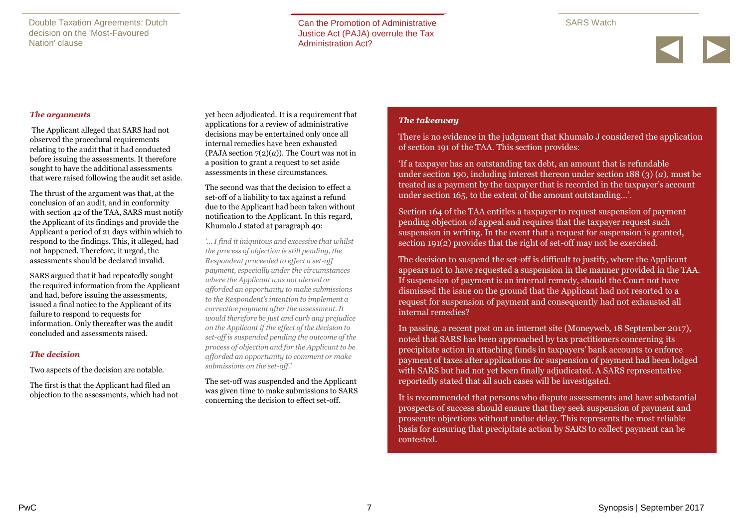*The arguments*

The Applicant alleged that SARS had not observed the procedural requirements relating to the audit that it had conducted before issuing the assessments. It therefore sought to have the additional assessments that were raised following the audit set aside.

The thrust of the argument was that, at the conclusion of an audit, and in conformity with section 42 of the TAA, SARS must notify the Applicant of its findings and provide the Applicant a period of 21 days within which to respond to the findings. This, it alleged, had not happened. Therefore, it urged, the assessments should be declared invalid.

SARS argued that it had repeatedly sought the required information from the Applicant and had, before issuing the assessments, issued a final notice to the Applicant of its failure to respond to requests for information. Only thereafter was the audit concluded and assessments raised.

*The decision*

Two aspects of the decision are notable.

The first is that the Applicant had filed an objection to the assessments, which had not yet been adjudicated. It is a requirement that applications for a review of administrative decisions may be entertained only once all internal remedies have been exhausted (PAJA section 7(2)(*a*)). The Court was not in a position to grant a request to set aside assessments in these circumstances.

The second was that the decision to effect a set-off of a liability to tax against a refund due to the Applicant had been taken without notification to the Applicant. In this regard, Khumalo J stated at paragraph 40:

*'… I find it iniquitous and excessive that whilst the process of objection is still pending, the Respondent proceeded to effect a set-off payment, especially under the circumstances where the Applicant was not alerted or afforded an opportunity to make submissions to the Respondent's intention to implement a corrective payment after the assessment. It would therefore be just and curb any prejudice on the Applicant if the effect of the decision to set-off is suspended pending the outcome of the process of objection and for the Applicant to be afforded an opportunity to comment or make submissions on the set-off.'*

The set-off was suspended and the Applicant was given time to make submissions to SARS concerning the decision to effect set-off.

*The takeaway*

There is no evidence in the judgment that Khumalo J considered the application of section 191 of the TAA. This section provides:

'If a taxpayer has an outstanding tax debt, an amount that is refundable under section 190, including interest thereon under section 188 (3) (*a*), must be treated as a payment by the taxpayer that is recorded in the taxpayer's account under section 165, to the extent of the amount outstanding…'.

Section 164 of the TAA entitles a taxpayer to request suspension of payment pending objection of appeal and requires that the taxpayer request such suspension in writing. In the event that a request for suspension is granted, section 191(2) provides that the right of set-off may not be exercised.

The decision to suspend the set-off is difficult to justify, where the Applicant appears not to have requested a suspension in the manner provided in the TAA. If suspension of payment is an internal remedy, should the Court not have dismissed the issue on the ground that the Applicant had not resorted to a request for suspension of payment and consequently had not exhausted all internal remedies?

In passing, a recent post on an internet site (Moneyweb, 18 September 2017), noted that SARS has been approached by tax practitioners concerning its precipitate action in attaching funds in taxpayers' bank accounts to enforce payment of taxes after applications for suspension of payment had been lodged with SARS but had not yet been finally adjudicated. A SARS representative reportedly stated that all such cases will be investigated.

It is recommended that persons who dispute assessments and have substantial prospects of success should ensure that they seek suspension of payment and prosecute objections without undue delay. This represents the most reliable basis for ensuring that precipitate action by SARS to collect payment can be contested.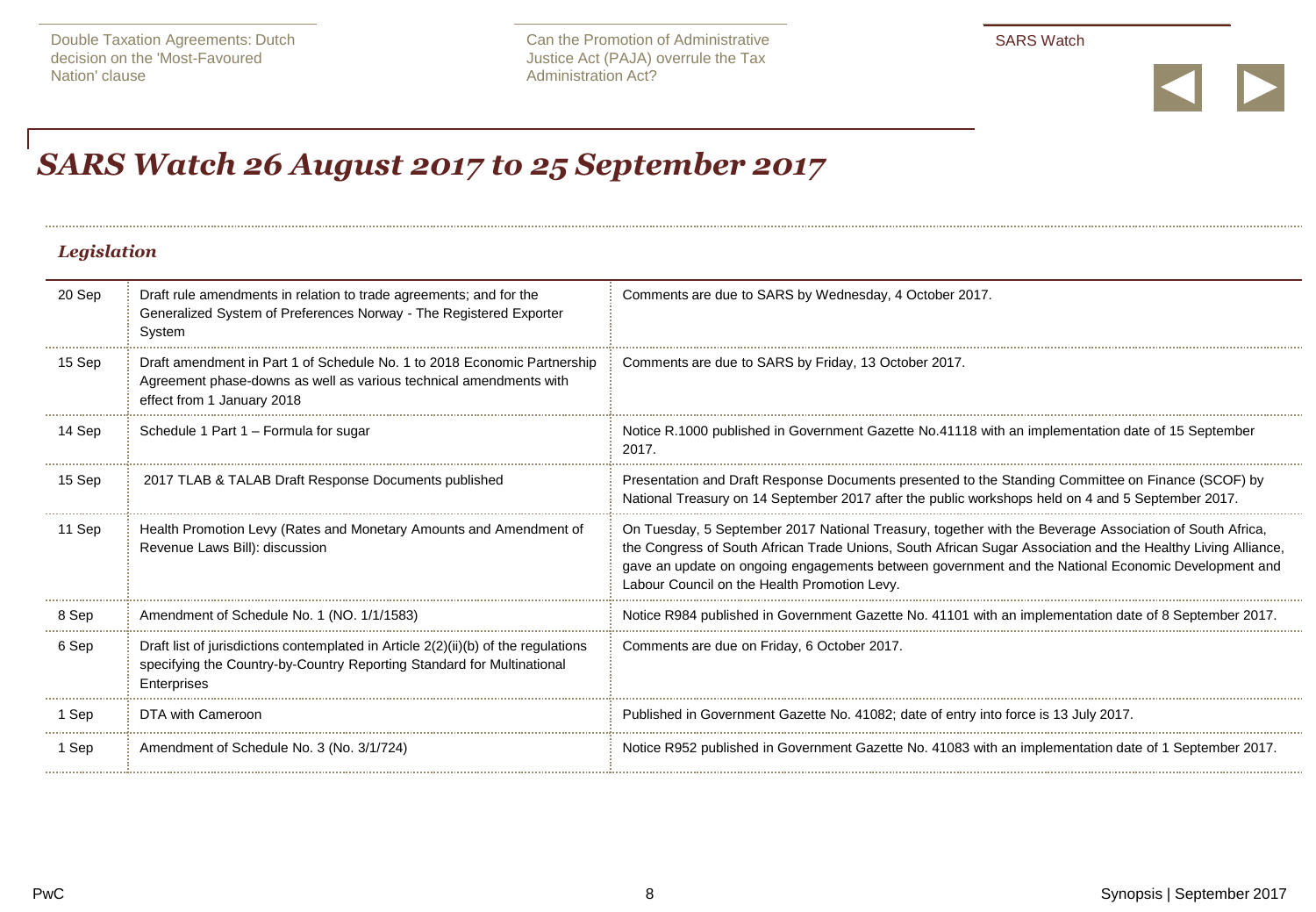# *SARS Watch 26 August 2017 to 25 September 2017*

### *Legislation*

| | | |
|---|---|---|
| 20 Sep | Draft rule amendments in relation to trade agreements; and for the Generalized System of Preferences Norway - The Registered Exporter System | Comments are due to SARS by Wednesday, 4 October 2017. |
| 15 Sep | Draft amendment in Part 1 of Schedule No. 1 to 2018 Economic Partnership Agreement phase-downs as well as various technical amendments with effect from 1 January 2018 | Comments are due to SARS by Friday, 13 October 2017. |
| 14 Sep | Schedule 1 Part 1 – Formula for sugar | Notice R.1000 published in Government Gazette No.41118 with an implementation date of 15 September 2017. |
| 15 Sep | 2017 TLAB & TALAB Draft Response Documents published | Presentation and Draft Response Documents presented to the Standing Committee on Finance (SCOF) by National Treasury on 14 September 2017 after the public workshops held on 4 and 5 September 2017. |
| 11 Sep | Health Promotion Levy (Rates and Monetary Amounts and Amendment of Revenue Laws Bill): discussion | On Tuesday, 5 September 2017 National Treasury, together with the Beverage Association of South Africa, the Congress of South African Trade Unions, South African Sugar Association and the Healthy Living Alliance, gave an update on ongoing engagements between government and the National Economic Development and Labour Council on the Health Promotion Levy. |
| 8 Sep | Amendment of Schedule No. 1 (NO. 1/1/1583) | Notice R984 published in Government Gazette No. 41101 with an implementation date of 8 September 2017. |
| 6 Sep | Draft list of jurisdictions contemplated in Article 2(2)(ii)(b) of the regulations specifying the Country-by-Country Reporting Standard for Multinational Enterprises | Comments are due on Friday, 6 October 2017. |
| 1 Sep | DTA with Cameroon | Published in Government Gazette No. 41082; date of entry into force is 13 July 2017. |
| 1 Sep | Amendment of Schedule No. 3 (No. 3/1/724) | Notice R952 published in Government Gazette No. 41083 with an implementation date of 1 September 2017. |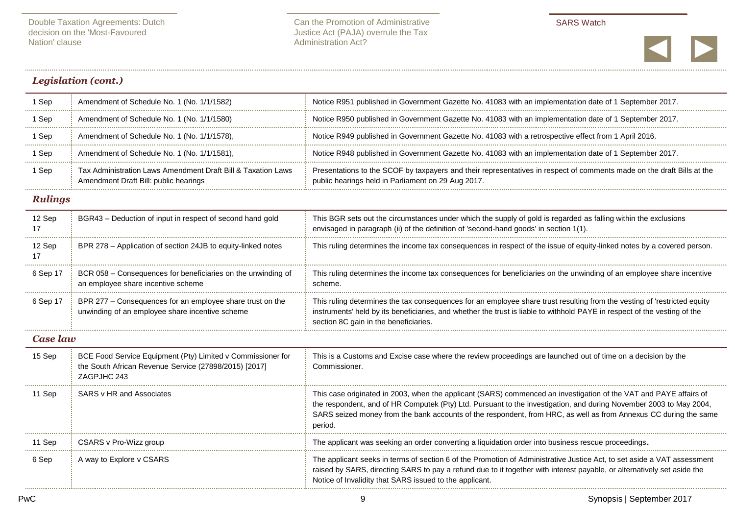## *Legislation (cont.)*

| | | |
|---|---|---|
| 1 Sep | Amendment of Schedule No. 1 (No. 1/1/1582) | Notice R951 published in Government Gazette No. 41083 with an implementation date of 1 September 2017. |
| 1 Sep | Amendment of Schedule No. 1 (No. 1/1/1580) | Notice R950 published in Government Gazette No. 41083 with an implementation date of 1 September 2017. |
| 1 Sep | Amendment of Schedule No. 1 (No. 1/1/1578), | Notice R949 published in Government Gazette No. 41083 with a retrospective effect from 1 April 2016. |
| 1 Sep | Amendment of Schedule No. 1 (No. 1/1/1581), | Notice R948 published in Government Gazette No. 41083 with an implementation date of 1 September 2017. |
| 1 Sep | Tax Administration Laws Amendment Draft Bill & Taxation Laws Amendment Draft Bill: public hearings | Presentations to the SCOF by taxpayers and their representatives in respect of comments made on the draft Bills at the public hearings held in Parliament on 29 Aug 2017. |

## *Rulings*

| | | |
|---|---|---|
| 12 Sep 17 | BGR43 – Deduction of input in respect of second hand gold | This BGR sets out the circumstances under which the supply of gold is regarded as falling within the exclusions envisaged in paragraph (ii) of the definition of 'second-hand goods' in section 1(1). |
| 12 Sep 17 | BPR 278 – Application of section 24JB to equity-linked notes | This ruling determines the income tax consequences in respect of the issue of equity-linked notes by a covered person. |
| 6 Sep 17 | BCR 058 – Consequences for beneficiaries on the unwinding of an employee share incentive scheme | This ruling determines the income tax consequences for beneficiaries on the unwinding of an employee share incentive scheme. |
| 6 Sep 17 | BPR 277 – Consequences for an employee share trust on the unwinding of an employee share incentive scheme | This ruling determines the tax consequences for an employee share trust resulting from the vesting of 'restricted equity instruments' held by its beneficiaries, and whether the trust is liable to withhold PAYE in respect of the vesting of the section 8C gain in the beneficiaries. |

## *Case law*

| | | |
|---|---|---|
| 15 Sep | BCE Food Service Equipment (Pty) Limited v Commissioner for the South African Revenue Service (27898/2015) [2017] ZAGPJHC 243 | This is a Customs and Excise case where the review proceedings are launched out of time on a decision by the Commissioner. |
| 11 Sep | SARS v HR and Associates | This case originated in 2003, when the applicant (SARS) commenced an investigation of the VAT and PAYE affairs of the respondent, and of HR Computek (Pty) Ltd. Pursuant to the investigation, and during November 2003 to May 2004, SARS seized money from the bank accounts of the respondent, from HRC, as well as from Annexus CC during the same period. |
| 11 Sep | CSARS v Pro-Wizz group | The applicant was seeking an order converting a liquidation order into business rescue proceedings. |
| 6 Sep | A way to Explore v CSARS | The applicant seeks in terms of section 6 of the Promotion of Administrative Justice Act, to set aside a VAT assessment raised by SARS, directing SARS to pay a refund due to it together with interest payable, or alternatively set aside the Notice of Invalidity that SARS issued to the applicant. |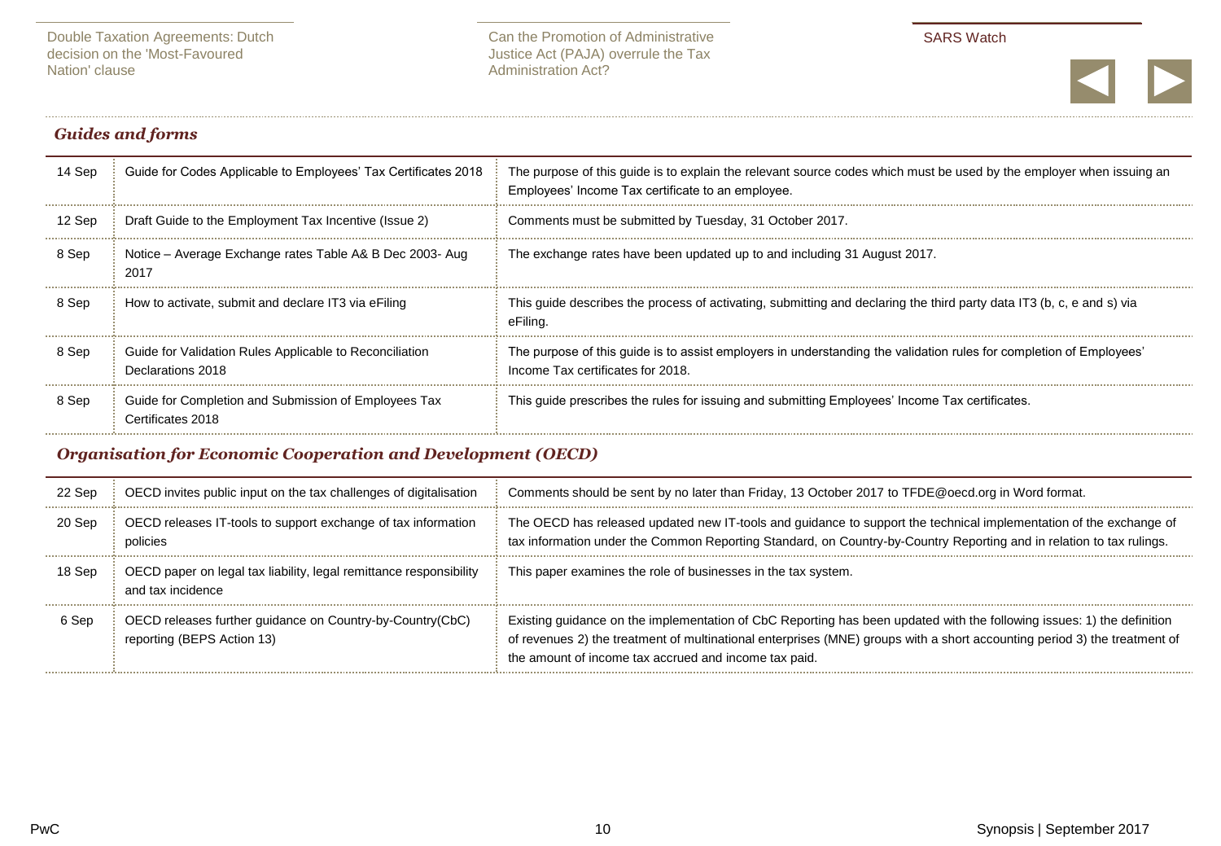## *Guides and forms*

| | | |
|---|---|---|
| 14 Sep | Guide for Codes Applicable to Employees' Tax Certificates 2018 | The purpose of this guide is to explain the relevant source codes which must be used by the employer when issuing an Employees' Income Tax certificate to an employee. |
| 12 Sep | Draft Guide to the Employment Tax Incentive (Issue 2) | Comments must be submitted by Tuesday, 31 October 2017. |
| 8 Sep | Notice – Average Exchange rates Table A& B Dec 2003- Aug 2017 | The exchange rates have been updated up to and including 31 August 2017. |
| 8 Sep | How to activate, submit and declare IT3 via eFiling | This guide describes the process of activating, submitting and declaring the third party data IT3 (b, c, e and s) via eFiling. |
| 8 Sep | Guide for Validation Rules Applicable to Reconciliation Declarations 2018 | The purpose of this guide is to assist employers in understanding the validation rules for completion of Employees' Income Tax certificates for 2018. |
| 8 Sep | Guide for Completion and Submission of Employees Tax Certificates 2018 | This guide prescribes the rules for issuing and submitting Employees' Income Tax certificates. |

## *Organisation for Economic Cooperation and Development (OECD)*

| | | |
|---|---|---|
| 22 Sep | OECD invites public input on the tax challenges of digitalisation | Comments should be sent by no later than Friday, 13 October 2017 to TFDE@oecd.org in Word format. |
| 20 Sep | OECD releases IT-tools to support exchange of tax information policies | The OECD has released updated new IT-tools and guidance to support the technical implementation of the exchange of tax information under the Common Reporting Standard, on Country-by-Country Reporting and in relation to tax rulings. |
| 18 Sep | OECD paper on legal tax liability, legal remittance responsibility and tax incidence | This paper examines the role of businesses in the tax system. |
| 6 Sep | OECD releases further guidance on Country-by-Country(CbC) reporting (BEPS Action 13) | Existing guidance on the implementation of CbC Reporting has been updated with the following issues: 1) the definition of revenues 2) the treatment of multinational enterprises (MNE) groups with a short accounting period 3) the treatment of the amount of income tax accrued and income tax paid. |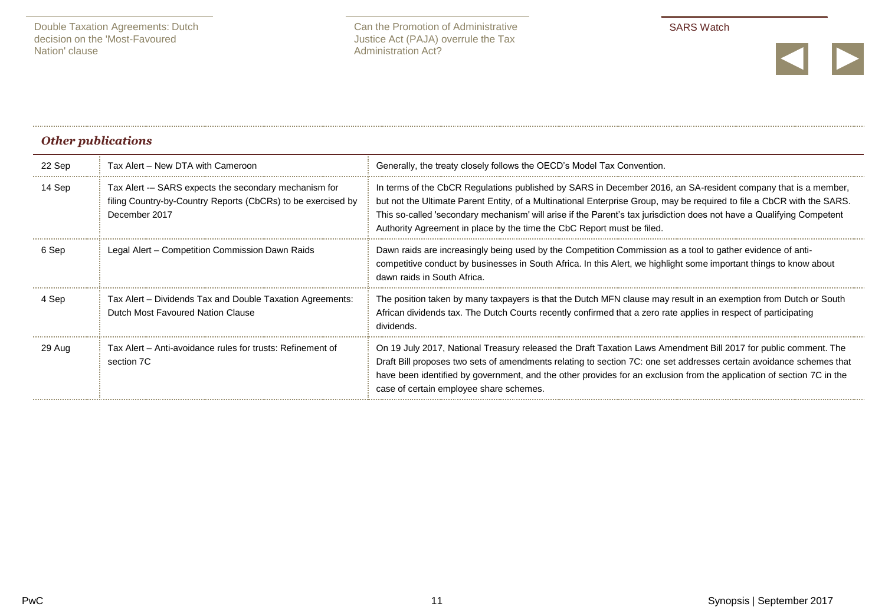### *Other publications*

| | | |
|---|---|---|
| 22 Sep | Tax Alert – New DTA with Cameroon | Generally, the treaty closely follows the OECD's Model Tax Convention. |
| 14 Sep | Tax Alert -– SARS expects the secondary mechanism for filing Country-by-Country Reports (CbCRs) to be exercised by December 2017 | In terms of the CbCR Regulations published by SARS in December 2016, an SA-resident company that is a member, but not the Ultimate Parent Entity, of a Multinational Enterprise Group, may be required to file a CbCR with the SARS. This so-called 'secondary mechanism' will arise if the Parent's tax jurisdiction does not have a Qualifying Competent Authority Agreement in place by the time the CbC Report must be filed. |
| 6 Sep | Legal Alert – Competition Commission Dawn Raids | Dawn raids are increasingly being used by the Competition Commission as a tool to gather evidence of anti-competitive conduct by businesses in South Africa. In this Alert, we highlight some important things to know about dawn raids in South Africa. |
| 4 Sep | Tax Alert – Dividends Tax and Double Taxation Agreements: Dutch Most Favoured Nation Clause | The position taken by many taxpayers is that the Dutch MFN clause may result in an exemption from Dutch or South African dividends tax. The Dutch Courts recently confirmed that a zero rate applies in respect of participating dividends. |
| 29 Aug | Tax Alert – Anti-avoidance rules for trusts: Refinement of section 7C | On 19 July 2017, National Treasury released the Draft Taxation Laws Amendment Bill 2017 for public comment. The Draft Bill proposes two sets of amendments relating to section 7C: one set addresses certain avoidance schemes that have been identified by government, and the other provides for an exclusion from the application of section 7C in the case of certain employee share schemes. |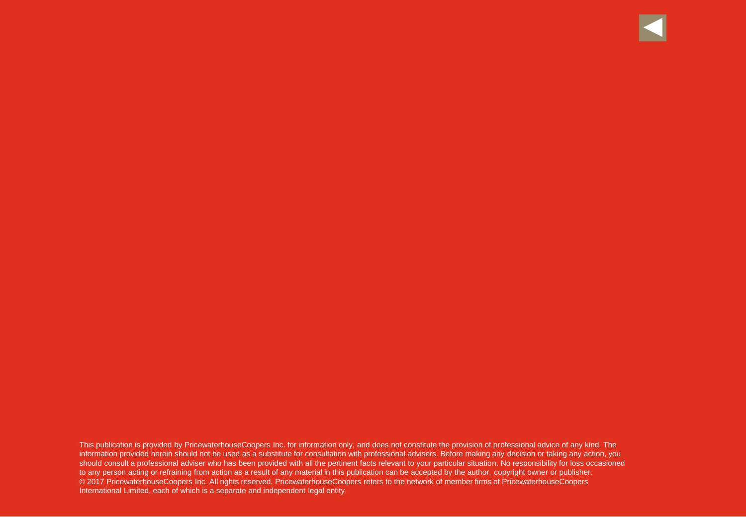This publication is provided by PricewaterhouseCoopers Inc. for information only, and does not constitute the provision of professional advice of any kind. The information provided herein should not be used as a substitute for consultation with professional advisers. Before making any decision or taking any action, you should consult a professional adviser who has been provided with all the pertinent facts relevant to your particular situation. No responsibility for loss occasioned to any person acting or refraining from action as a result of any material in this publication can be accepted by the author, copyright owner or publisher.
© 2017 PricewaterhouseCoopers Inc. All rights reserved. PricewaterhouseCoopers refers to the network of member firms of PricewaterhouseCoopers International Limited, each of which is a separate and independent legal entity.